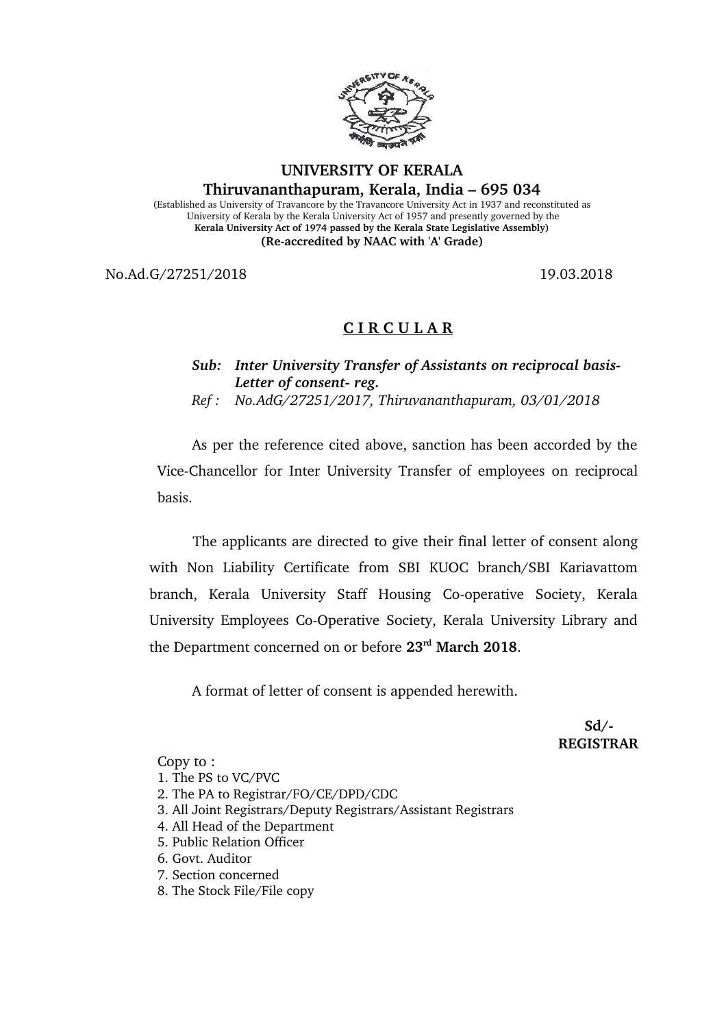# UNIVERSITY OF KERALA

## Thiruvananthapuram, Kerala, India – 695 034

(Established as University of Travancore by the Travancore University Act in 1937 and reconstituted as University of Kerala by the Kerala University Act of 1957 and presently governed by the **Kerala University Act of 1974 passed by the Kerala State Legislative Assembly)**

**(Re-accredited by NAAC with 'A' Grade)**

No.Ad.G/27251/2018 19.03.2018

## C I R C U L A R

***Sub: Inter University Transfer of Assistants on reciprocal basis- Letter of consent- reg.***

*Ref : No.AdG/27251/2017, Thiruvananthapuram, 03/01/2018*

As per the reference cited above, sanction has been accorded by the Vice-Chancellor for Inter University Transfer of employees on reciprocal basis.

The applicants are directed to give their final letter of consent along with Non Liability Certificate from SBI KUOC branch/SBI Kariavattom branch, Kerala University Staff Housing Co-operative Society, Kerala University Employees Co-Operative Society, Kerala University Library and the Department concerned on or before **23rd March 2018**.

A format of letter of consent is appended herewith.

**Sd/-**
**REGISTRAR**

Copy to :

1. The PS to VC/PVC
2. The PA to Registrar/FO/CE/DPD/CDC
3. All Joint Registrars/Deputy Registrars/Assistant Registrars
4. All Head of the Department
5. Public Relation Officer
6. Govt. Auditor
7. Section concerned
8. The Stock File/File copy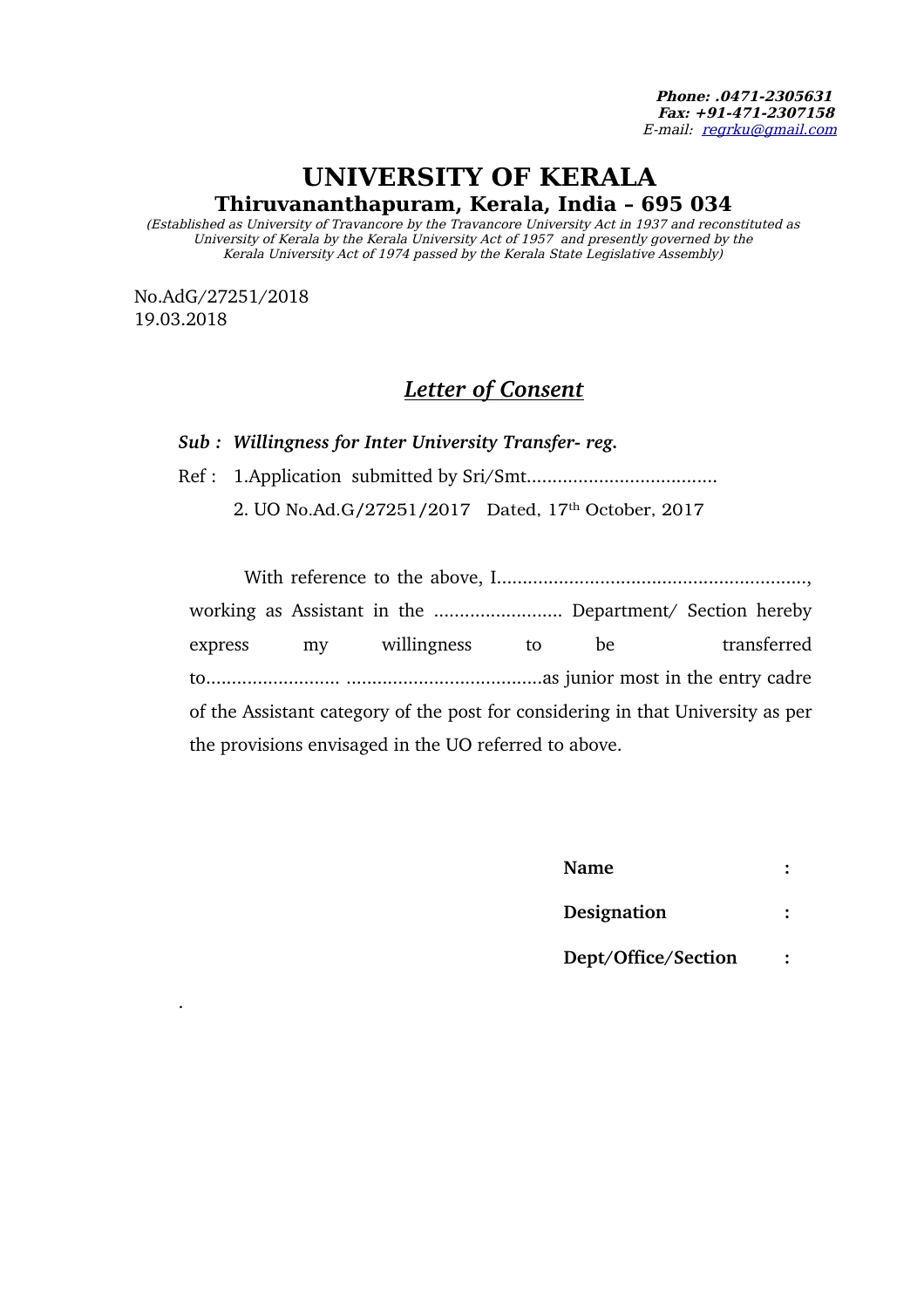**Phone: .0471-2305631**
**Fax: +91-471-2307158**
*E-mail: regrku@gmail.com*

# UNIVERSITY OF KERALA

## Thiruvananthapuram, Kerala, India – 695 034

*(Established as University of Travancore by the Travancore University Act in 1937 and reconstituted as University of Kerala by the Kerala University Act of 1957 and presently governed by the Kerala University Act of 1974 passed by the Kerala State Legislative Assembly)*

No.AdG/27251/2018
19.03.2018

## ***Letter of Consent***

***Sub : Willingness for Inter University Transfer- reg.***

Ref : 1.Application submitted by Sri/Smt....................................

2. UO No.Ad.G/27251/2017 Dated, 17th October, 2017

With reference to the above, I............................................................, working as Assistant in the ......................... Department/ Section hereby express my willingness to be transferred to.......................... ......................................as junior most in the entry cadre of the Assistant category of the post for considering in that University as per the provisions envisaged in the UO referred to above.

**Name :**

**Designation :**

**Dept/Office/Section :**

.